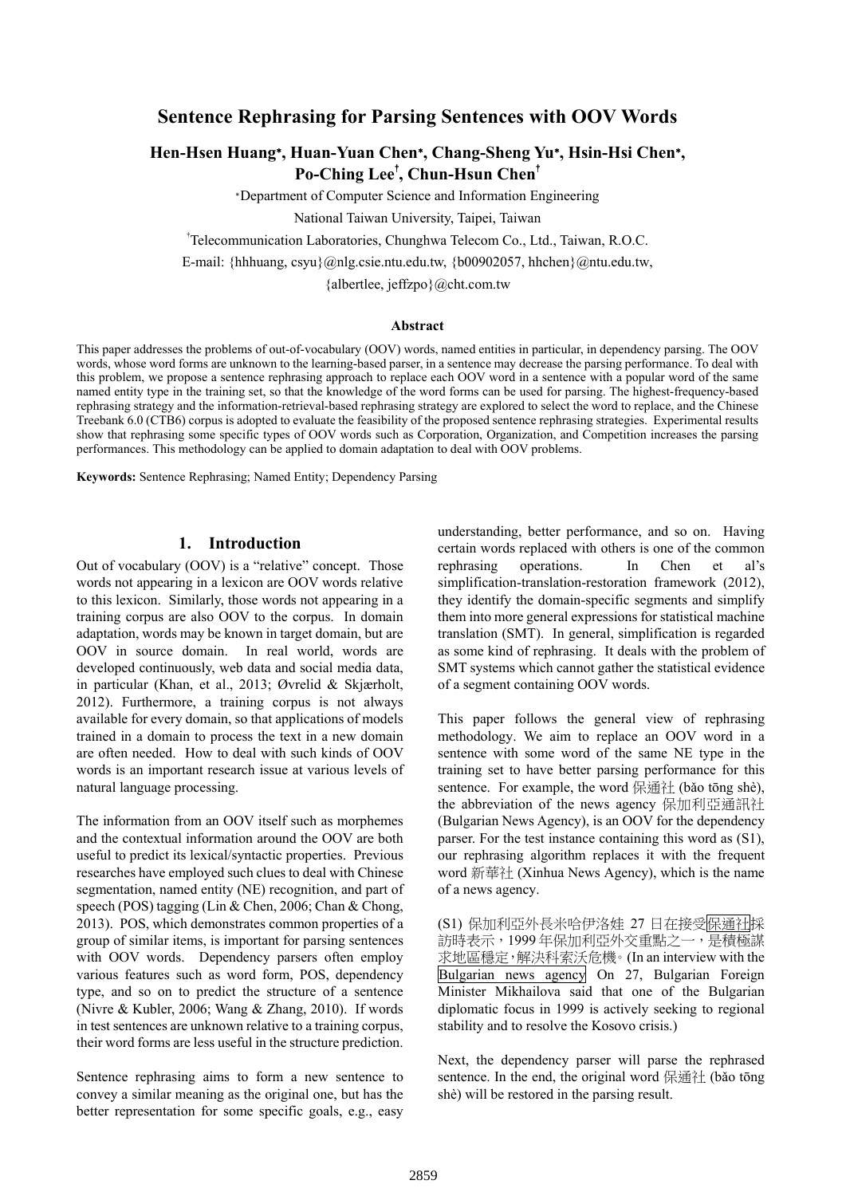# Sentence Rephrasing for Parsing Sentences with OOV Words

**Hen-Hsen Huang*, Huan-Yuan Chen*, Chang-Sheng Yu*, Hsin-Hsi Chen*, Po-Ching Lee†, Chun-Hsun Chen†**

*Department of Computer Science and Information Engineering

National Taiwan University, Taipei, Taiwan

†Telecommunication Laboratories, Chunghwa Telecom Co., Ltd., Taiwan, R.O.C.

E-mail: {hhhuang, csyu}@nlg.csie.ntu.edu.tw, {b00902057, hhchen}@ntu.edu.tw, {albertlee, jeffzpo}@cht.com.tw

### Abstract

This paper addresses the problems of out-of-vocabulary (OOV) words, named entities in particular, in dependency parsing. The OOV words, whose word forms are unknown to the learning-based parser, in a sentence may decrease the parsing performance. To deal with this problem, we propose a sentence rephrasing approach to replace each OOV word in a sentence with a popular word of the same named entity type in the training set, so that the knowledge of the word forms can be used for parsing. The highest-frequency-based rephrasing strategy and the information-retrieval-based rephrasing strategy are explored to select the word to replace, and the Chinese Treebank 6.0 (CTB6) corpus is adopted to evaluate the feasibility of the proposed sentence rephrasing strategies. Experimental results show that rephrasing some specific types of OOV words such as Corporation, Organization, and Competition increases the parsing performances. This methodology can be applied to domain adaptation to deal with OOV problems.

**Keywords:** Sentence Rephrasing; Named Entity; Dependency Parsing

## 1. Introduction

Out of vocabulary (OOV) is a "relative" concept. Those words not appearing in a lexicon are OOV words relative to this lexicon. Similarly, those words not appearing in a training corpus are also OOV to the corpus. In domain adaptation, words may be known in target domain, but are OOV in source domain. In real world, words are developed continuously, web data and social media data, in particular (Khan, et al., 2013; Øvrelid & Skjærholt, 2012). Furthermore, a training corpus is not always available for every domain, so that applications of models trained in a domain to process the text in a new domain are often needed. How to deal with such kinds of OOV words is an important research issue at various levels of natural language processing.

The information from an OOV itself such as morphemes and the contextual information around the OOV are both useful to predict its lexical/syntactic properties. Previous researches have employed such clues to deal with Chinese segmentation, named entity (NE) recognition, and part of speech (POS) tagging (Lin & Chen, 2006; Chan & Chong, 2013). POS, which demonstrates common properties of a group of similar items, is important for parsing sentences with OOV words. Dependency parsers often employ various features such as word form, POS, dependency type, and so on to predict the structure of a sentence (Nivre & Kubler, 2006; Wang & Zhang, 2010). If words in test sentences are unknown relative to a training corpus, their word forms are less useful in the structure prediction.

Sentence rephrasing aims to form a new sentence to convey a similar meaning as the original one, but has the better representation for some specific goals, e.g., easy understanding, better performance, and so on. Having certain words replaced with others is one of the common rephrasing operations. In Chen et al's simplification-translation-restoration framework (2012), they identify the domain-specific segments and simplify them into more general expressions for statistical machine translation (SMT). In general, simplification is regarded as some kind of rephrasing. It deals with the problem of SMT systems which cannot gather the statistical evidence of a segment containing OOV words.

This paper follows the general view of rephrasing methodology. We aim to replace an OOV word in a sentence with some word of the same NE type in the training set to have better parsing performance for this sentence. For example, the word 保通社 (bǎo tōng shè), the abbreviation of the news agency 保加利亞通訊社 (Bulgarian News Agency), is an OOV for the dependency parser. For the test instance containing this word as (S1), our rephrasing algorithm replaces it with the frequent word 新華社 (Xinhua News Agency), which is the name of a news agency.

(S1) 保加利亞外長米哈伊洛娃 27 日在接受保通社採訪時表示，1999 年保加利亞外交重點之一，是積極謀求地區穩定，解決科索沃危機。(In an interview with the Bulgarian news agency On 27, Bulgarian Foreign Minister Mikhailova said that one of the Bulgarian diplomatic focus in 1999 is actively seeking to regional stability and to resolve the Kosovo crisis.)

Next, the dependency parser will parse the rephrased sentence. In the end, the original word 保通社 (bǎo tōng shè) will be restored in the parsing result.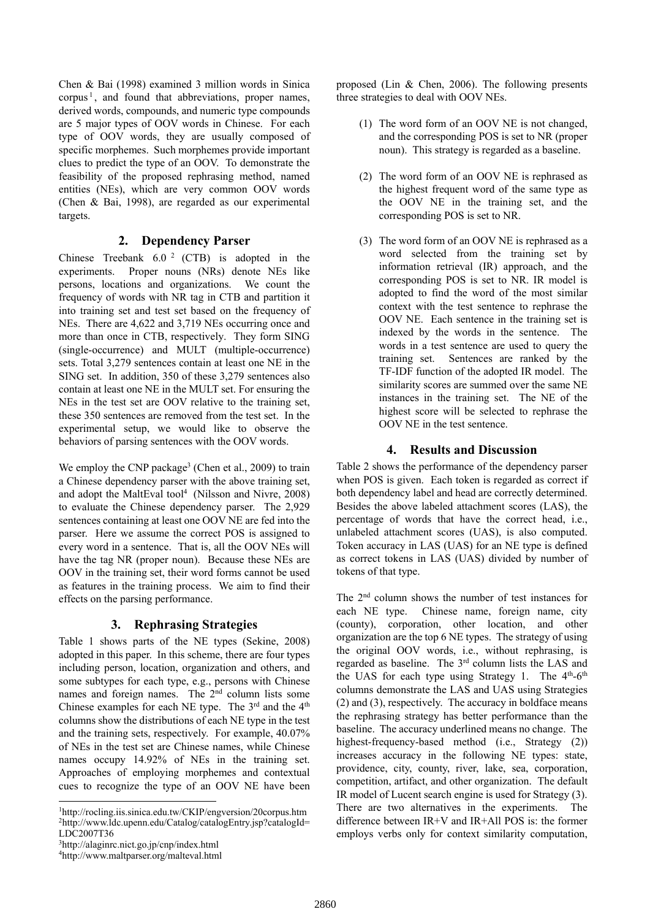Chen & Bai (1998) examined 3 million words in Sinica corpus[1], and found that abbreviations, proper names, derived words, compounds, and numeric type compounds are 5 major types of OOV words in Chinese. For each type of OOV words, they are usually composed of specific morphemes. Such morphemes provide important clues to predict the type of an OOV. To demonstrate the feasibility of the proposed rephrasing method, named entities (NEs), which are very common OOV words (Chen & Bai, 1998), are regarded as our experimental targets.

## 2. Dependency Parser

Chinese Treebank 6.0 [2] (CTB) is adopted in the experiments. Proper nouns (NRs) denote NEs like persons, locations and organizations. We count the frequency of words with NR tag in CTB and partition it into training set and test set based on the frequency of NEs. There are 4,622 and 3,719 NEs occurring once and more than once in CTB, respectively. They form SING (single-occurrence) and MULT (multiple-occurrence) sets. Total 3,279 sentences contain at least one NE in the SING set. In addition, 350 of these 3,279 sentences also contain at least one NE in the MULT set. For ensuring the NEs in the test set are OOV relative to the training set, these 350 sentences are removed from the test set. In the experimental setup, we would like to observe the behaviors of parsing sentences with the OOV words.

We employ the CNP package[3] (Chen et al., 2009) to train a Chinese dependency parser with the above training set, and adopt the MaltEval tool[4] (Nilsson and Nivre, 2008) to evaluate the Chinese dependency parser. The 2,929 sentences containing at least one OOV NE are fed into the parser. Here we assume the correct POS is assigned to every word in a sentence. That is, all the OOV NEs will have the tag NR (proper noun). Because these NEs are OOV in the training set, their word forms cannot be used as features in the training process. We aim to find their effects on the parsing performance.

## 3. Rephrasing Strategies

Table 1 shows parts of the NE types (Sekine, 2008) adopted in this paper. In this scheme, there are four types including person, location, organization and others, and some subtypes for each type, e.g., persons with Chinese names and foreign names. The 2nd column lists some Chinese examples for each NE type. The 3rd and the 4th columns show the distributions of each NE type in the test and the training sets, respectively. For example, 40.07% of NEs in the test set are Chinese names, while Chinese names occupy 14.92% of NEs in the training set. Approaches of employing morphemes and contextual cues to recognize the type of an OOV NE have been proposed (Lin & Chen, 2006). The following presents three strategies to deal with OOV NEs.

(1) The word form of an OOV NE is not changed, and the corresponding POS is set to NR (proper noun). This strategy is regarded as a baseline.

(2) The word form of an OOV NE is rephrased as the highest frequent word of the same type as the OOV NE in the training set, and the corresponding POS is set to NR.

(3) The word form of an OOV NE is rephrased as a word selected from the training set by information retrieval (IR) approach, and the corresponding POS is set to NR. IR model is adopted to find the word of the most similar context with the test sentence to rephrase the OOV NE. Each sentence in the training set is indexed by the words in the sentence. The words in a test sentence are used to query the training set. Sentences are ranked by the TF-IDF function of the adopted IR model. The similarity scores are summed over the same NE instances in the training set. The NE of the highest score will be selected to rephrase the OOV NE in the test sentence.

## 4. Results and Discussion

Table 2 shows the performance of the dependency parser when POS is given. Each token is regarded as correct if both dependency label and head are correctly determined. Besides the above labeled attachment scores (LAS), the percentage of words that have the correct head, i.e., unlabeled attachment scores (UAS), is also computed. Token accuracy in LAS (UAS) for an NE type is defined as correct tokens in LAS (UAS) divided by number of tokens of that type.

The 2nd column shows the number of test instances for each NE type. Chinese name, foreign name, city (county), corporation, other location, and other organization are the top 6 NE types. The strategy of using the original OOV words, i.e., without rephrasing, is regarded as baseline. The 3rd column lists the LAS and the UAS for each type using Strategy 1. The 4th-6th columns demonstrate the LAS and UAS using Strategies (2) and (3), respectively. The accuracy in boldface means the rephrasing strategy has better performance than the baseline. The accuracy underlined means no change. The highest-frequency-based method (i.e., Strategy (2)) increases accuracy in the following NE types: state, providence, city, county, river, lake, sea, corporation, competition, artifact, and other organization. The default IR model of Lucent search engine is used for Strategy (3). There are two alternatives in the experiments. The difference between IR+V and IR+All POS is: the former employs verbs only for context similarity computation,

[1] http://rocling.iis.sinica.edu.tw/CKIP/engversion/20corpus.htm
[2] http://www.ldc.upenn.edu/Catalog/catalogEntry.jsp?catalogId=LDC2007T36
[3] http://alaginrc.nict.go.jp/cnp/index.html
[4] http://www.maltparser.org/malteval.html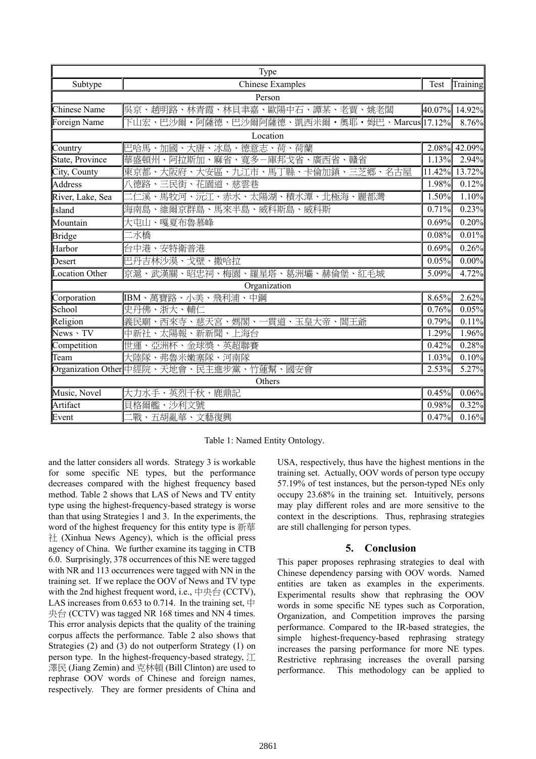| Type | | | |
|---|---|---|---|
| Subtype | Chinese Examples | Test | Training |
| Person | | | |
| Chinese Name | 吳京、趙明路、林青霞、林貝聿嘉、歐陽中石、譚某、老賈、姚老闆 | 40.07% | 14.92% |
| Foreign Name | 卞山宏、巴沙爾・阿薩德、巴沙爾阿薩德、凱西米爾・奧耶・姆巴、Marcus | 17.12% | 8.76% |
| Location | | | |
| Country | 巴哈馬、加國、大唐、冰島、德意志、荷、荷蘭 | 2.08% | 42.09% |
| State, Province | 華盛頓州、阿拉斯加、麻省、寬多－庫邦戈省、廣西省、贛省 | 1.13% | 2.94% |
| City, County | 東京都、大阪府、大安區、九江市、馬丁縣、卡倫加鎮、三芝鄉、名古屋 | 11.42% | 13.72% |
| Address | 八德路、三民街、花園道、慈雲巷 | 1.98% | 0.12% |
| River, Lake, Sea | 二仁溪、馬牧河、沅江、赤水、太陽湖、積水潭、北極海、麗都灣 | 1.50% | 1.10% |
| Island | 海南島、維爾京群島、馬來半島、威科斯島、威科斯 | 0.71% | 0.23% |
| Mountain | 大屯山、嘎夏布魯慕峰 | 0.69% | 0.20% |
| Bridge | 二水橋 | 0.08% | 0.01% |
| Harbor | 台中港、安特衛普港 | 0.69% | 0.26% |
| Desert | 巴丹吉林沙漠、戈壁、撒哈拉 | 0.05% | 0.00% |
| Location Other | 京滬、武漢關、昭忠祠、梅園、羅星塔、葛洲壩、赫倫堡、紅毛城 | 5.09% | 4.72% |
| Organization | | | |
| Corporation | IBM、萬寶路、小美、飛利浦、中鋼 | 8.65% | 2.62% |
| School | 史丹佛、浙大、輔仁 | 0.76% | 0.05% |
| Religion | 義民廟、西來寺、慈天宮、媽閣、一貫道、玉皇大帝、閻王爺 | 0.79% | 0.11% |
| News、TV | 中新社、太陽報、新新聞、上海台 | 1.29% | 1.96% |
| Competition | 世運、亞洲杯、金球獎、英超聯賽 | 0.42% | 0.28% |
| Team | 大陸隊、弗魯米嫩塞隊、河南隊 | 1.03% | 0.10% |
| Organization Other | 中經院、天地會、民主進步黨、竹蓮幫、國安會 | 2.53% | 5.27% |
| Others | | | |
| Music, Novel | 大力水手、英烈千秋、鹿鼎記 | 0.45% | 0.06% |
| Artifact | 貝格爾艦、沙利文號 | 0.98% | 0.32% |
| Event | 二戰、五胡亂華、文藝復興 | 0.47% | 0.16% |

Table 1: Named Entity Ontology.

and the latter considers all words. Strategy 3 is workable for some specific NE types, but the performance decreases compared with the highest frequency based method. Table 2 shows that LAS of News and TV entity type using the highest-frequency-based strategy is worse than that using Strategies 1 and 3. In the experiments, the word of the highest frequency for this entity type is 新華社 (Xinhua News Agency), which is the official press agency of China. We further examine its tagging in CTB 6.0. Surprisingly, 378 occurrences of this NE were tagged with NR and 113 occurrences were tagged with NN in the training set. If we replace the OOV of News and TV type with the 2nd highest frequent word, i.e., 中央台 (CCTV), LAS increases from 0.653 to 0.714. In the training set, 中央台 (CCTV) was tagged NR 168 times and NN 4 times. This error analysis depicts that the quality of the training corpus affects the performance. Table 2 also shows that Strategies (2) and (3) do not outperform Strategy (1) on person type. In the highest-frequency-based strategy, 江澤民 (Jiang Zemin) and 克林頓 (Bill Clinton) are used to rephrase OOV words of Chinese and foreign names, respectively. They are former presidents of China and USA, respectively, thus have the highest mentions in the training set. Actually, OOV words of person type occupy 57.19% of test instances, but the person-typed NEs only occupy 23.68% in the training set. Intuitively, persons may play different roles and are more sensitive to the context in the descriptions. Thus, rephrasing strategies are still challenging for person types.

## 5. Conclusion

This paper proposes rephrasing strategies to deal with Chinese dependency parsing with OOV words. Named entities are taken as examples in the experiments. Experimental results show that rephrasing the OOV words in some specific NE types such as Corporation, Organization, and Competition improves the parsing performance. Compared to the IR-based strategies, the simple highest-frequency-based rephrasing strategy increases the parsing performance for more NE types. Restrictive rephrasing increases the overall parsing performance. This methodology can be applied to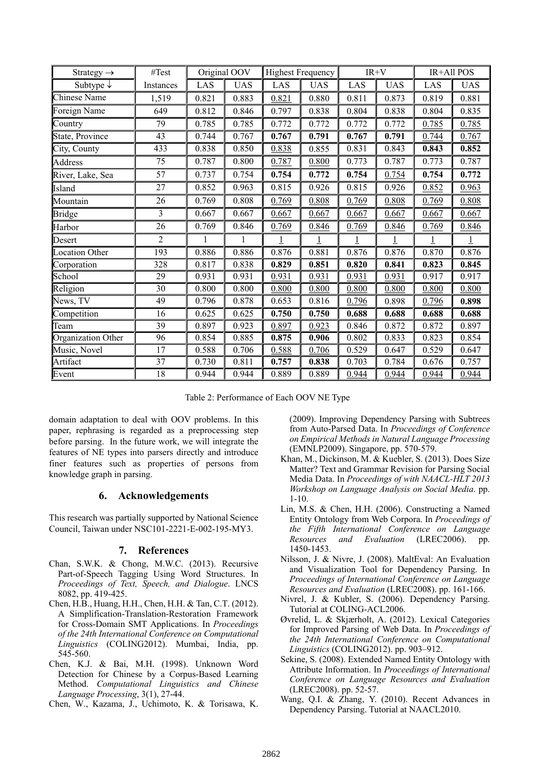| Strategy → | #Test | Original OOV | | Highest Frequency | | IR+V | | IR+All POS | |
|---|---|---|---|---|---|---|---|---|---|
| Subtype ↓ | Instances | LAS | UAS | LAS | UAS | LAS | UAS | LAS | UAS |
| Chinese Name | 1,519 | 0.821 | 0.883 | 0.821 | 0.880 | 0.811 | 0.873 | 0.819 | 0.881 |
| Foreign Name | 649 | 0.812 | 0.846 | 0.797 | 0.838 | 0.804 | 0.838 | 0.804 | 0.835 |
| Country | 79 | 0.785 | 0.785 | 0.772 | 0.772 | 0.772 | 0.772 | 0.785 | 0.785 |
| State, Province | 43 | 0.744 | 0.767 | **0.767** | **0.791** | **0.767** | **0.791** | 0.744 | 0.767 |
| City, County | 433 | 0.838 | 0.850 | 0.838 | 0.855 | 0.831 | 0.843 | **0.843** | **0.852** |
| Address | 75 | 0.787 | 0.800 | 0.787 | 0.800 | 0.773 | 0.787 | 0.773 | 0.787 |
| River, Lake, Sea | 57 | 0.737 | 0.754 | **0.754** | **0.772** | **0.754** | 0.754 | **0.754** | **0.772** |
| Island | 27 | 0.852 | 0.963 | 0.815 | 0.926 | 0.815 | 0.926 | 0.852 | 0.963 |
| Mountain | 26 | 0.769 | 0.808 | 0.769 | 0.808 | 0.769 | 0.808 | 0.769 | 0.808 |
| Bridge | 3 | 0.667 | 0.667 | 0.667 | 0.667 | 0.667 | 0.667 | 0.667 | 0.667 |
| Harbor | 26 | 0.769 | 0.846 | 0.769 | 0.846 | 0.769 | 0.846 | 0.769 | 0.846 |
| Desert | 2 | 1 | 1 | 1 | 1 | 1 | 1 | 1 | 1 |
| Location Other | 193 | 0.886 | 0.886 | 0.876 | 0.881 | 0.876 | 0.876 | 0.870 | 0.876 |
| Corporation | 328 | 0.817 | 0.838 | **0.829** | **0.851** | **0.820** | **0.841** | **0.823** | **0.845** |
| School | 29 | 0.931 | 0.931 | 0.931 | 0.931 | 0.931 | 0.931 | 0.917 | 0.917 |
| Religion | 30 | 0.800 | 0.800 | 0.800 | 0.800 | 0.800 | 0.800 | 0.800 | 0.800 |
| News, TV | 49 | 0.796 | 0.878 | 0.653 | 0.816 | 0.796 | 0.898 | 0.796 | **0.898** |
| Competition | 16 | 0.625 | 0.625 | **0.750** | **0.750** | **0.688** | **0.688** | **0.688** | **0.688** |
| Team | 39 | 0.897 | 0.923 | 0.897 | 0.923 | 0.846 | 0.872 | 0.872 | 0.897 |
| Organization Other | 96 | 0.854 | 0.885 | **0.875** | **0.906** | 0.802 | 0.833 | 0.823 | 0.854 |
| Music, Novel | 17 | 0.588 | 0.706 | 0.588 | 0.706 | 0.529 | 0.647 | 0.529 | 0.647 |
| Artifact | 37 | 0.730 | 0.811 | **0.757** | **0.838** | 0.703 | 0.784 | 0.676 | 0.757 |
| Event | 18 | 0.944 | 0.944 | 0.889 | 0.889 | 0.944 | 0.944 | 0.944 | 0.944 |

Table 2: Performance of Each OOV NE Type

domain adaptation to deal with OOV problems. In this paper, rephrasing is regarded as a preprocessing step before parsing. In the future work, we will integrate the features of NE types into parsers directly and introduce finer features such as properties of persons from knowledge graph in parsing.

## 6. Acknowledgements

This research was partially supported by National Science Council, Taiwan under NSC101-2221-E-002-195-MY3.

## 7. References

Chan, S.W.K. & Chong, M.W.C. (2013). Recursive Part-of-Speech Tagging Using Word Structures. In *Proceedings of Text, Speech, and Dialogue*. LNCS 8082, pp. 419-425.

Chen, H.B., Huang, H.H., Chen, H.H. & Tan, C.T. (2012). A Simplification-Translation-Restoration Framework for Cross-Domain SMT Applications. In *Proceedings of the 24th International Conference on Computational Linguistics* (COLING2012). Mumbai, India, pp. 545-560.

Chen, K.J. & Bai, M.H. (1998). Unknown Word Detection for Chinese by a Corpus-Based Learning Method. *Computational Linguistics and Chinese Language Processing*, 3(1), 27-44.

Chen, W., Kazama, J., Uchimoto, K. & Torisawa, K. (2009). Improving Dependency Parsing with Subtrees from Auto-Parsed Data. In *Proceedings of Conference on Empirical Methods in Natural Language Processing* (EMNLP2009). Singapore, pp. 570-579.

Khan, M., Dickinson, M. & Kuebler, S. (2013). Does Size Matter? Text and Grammar Revision for Parsing Social Media Data. In *Proceedings of with NAACL-HLT 2013 Workshop on Language Analysis on Social Media*. pp. 1-10.

Lin, M.S. & Chen, H.H. (2006). Constructing a Named Entity Ontology from Web Corpora. In *Proceedings of the Fifth International Conference on Language Resources and Evaluation* (LREC2006). pp. 1450-1453.

Nilsson, J. & Nivre, J. (2008). MaltEval: An Evaluation and Visualization Tool for Dependency Parsing. In *Proceedings of International Conference on Language Resources and Evaluation* (LREC2008). pp. 161-166.

Nivrel, J. & Kubler, S. (2006). Dependency Parsing. Tutorial at COLING-ACL2006.

Øvrelid, L. & Skjærholt, A. (2012). Lexical Categories for Improved Parsing of Web Data. In *Proceedings of the 24th International Conference on Computational Linguistics* (COLING2012). pp. 903–912.

Sekine, S. (2008). Extended Named Entity Ontology with Attribute Information. In *Proceedings of International Conference on Language Resources and Evaluation* (LREC2008). pp. 52-57.

Wang, Q.I. & Zhang, Y. (2010). Recent Advances in Dependency Parsing. Tutorial at NAACL2010.